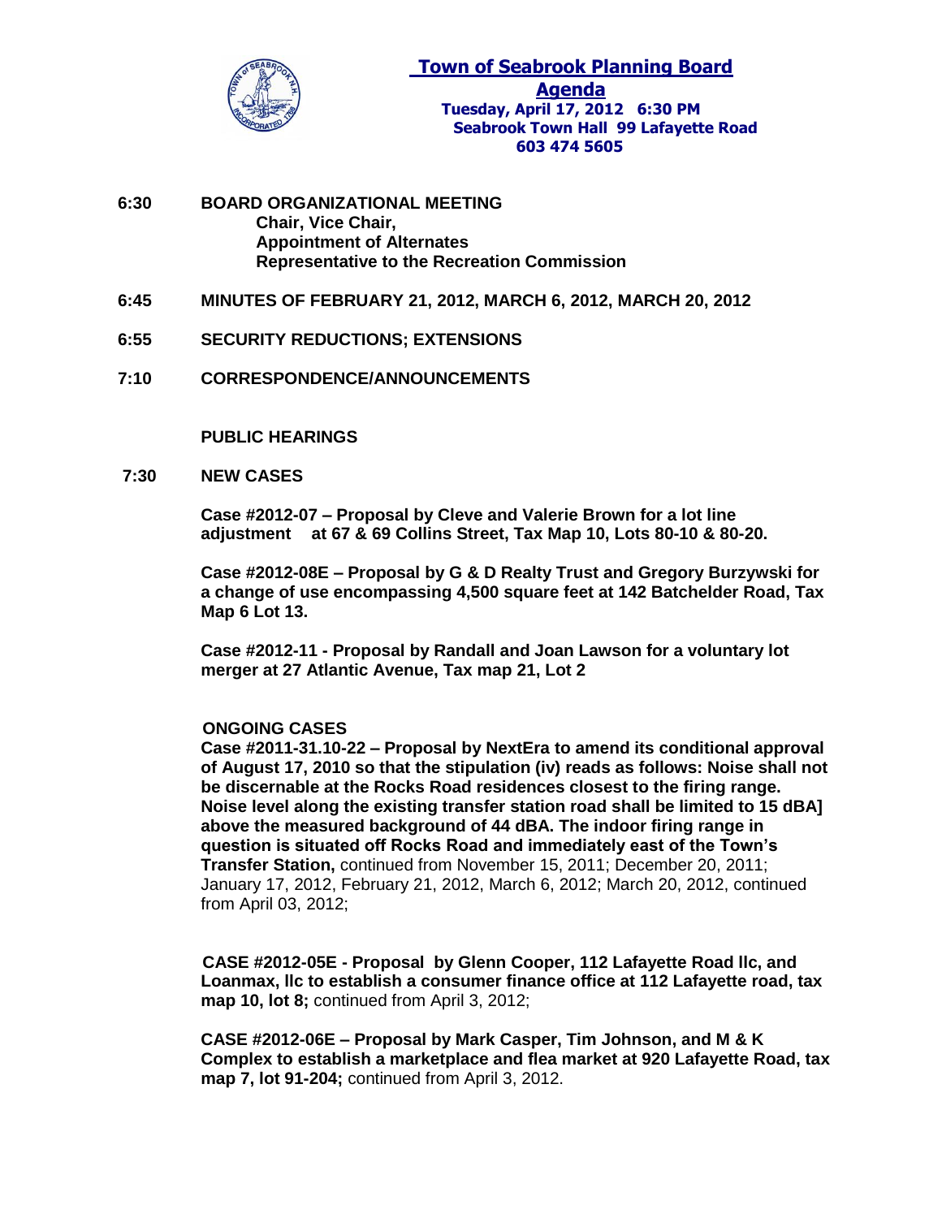# Town of Seabrook Planning Board

## Agenda

**Tuesday, April 17, 2012 6:30 PM**
**Seabrook Town Hall 99 Lafayette Road**
**603 474 5605**

**6:30 BOARD ORGANIZATIONAL MEETING**
**Chair, Vice Chair,**
**Appointment of Alternates**
**Representative to the Recreation Commission**

**6:45 MINUTES OF FEBRUARY 21, 2012, MARCH 6, 2012, MARCH 20, 2012**

**6:55 SECURITY REDUCTIONS; EXTENSIONS**

**7:10 CORRESPONDENCE/ANNOUNCEMENTS**

**PUBLIC HEARINGS**

**7:30 NEW CASES**

**Case #2012-07 – Proposal by Cleve and Valerie Brown for a lot line adjustment at 67 & 69 Collins Street, Tax Map 10, Lots 80-10 & 80-20.**

**Case #2012-08E – Proposal by G & D Realty Trust and Gregory Burzywski for a change of use encompassing 4,500 square feet at 142 Batchelder Road, Tax Map 6 Lot 13.**

**Case #2012-11 - Proposal by Randall and Joan Lawson for a voluntary lot merger at 27 Atlantic Avenue, Tax map 21, Lot 2**

**ONGOING CASES**

**Case #2011-31.10-22 – Proposal by NextEra to amend its conditional approval of August 17, 2010 so that the stipulation (iv) reads as follows: Noise shall not be discernable at the Rocks Road residences closest to the firing range. Noise level along the existing transfer station road shall be limited to 15 dBA] above the measured background of 44 dBA. The indoor firing range in question is situated off Rocks Road and immediately east of the Town's Transfer Station,** continued from November 15, 2011; December 20, 2011; January 17, 2012, February 21, 2012, March 6, 2012; March 20, 2012, continued from April 03, 2012;

**CASE #2012-05E - Proposal by Glenn Cooper, 112 Lafayette Road llc, and Loanmax, llc to establish a consumer finance office at 112 Lafayette road, tax map 10, lot 8;** continued from April 3, 2012;

**CASE #2012-06E – Proposal by Mark Casper, Tim Johnson, and M & K Complex to establish a marketplace and flea market at 920 Lafayette Road, tax map 7, lot 91-204;** continued from April 3, 2012.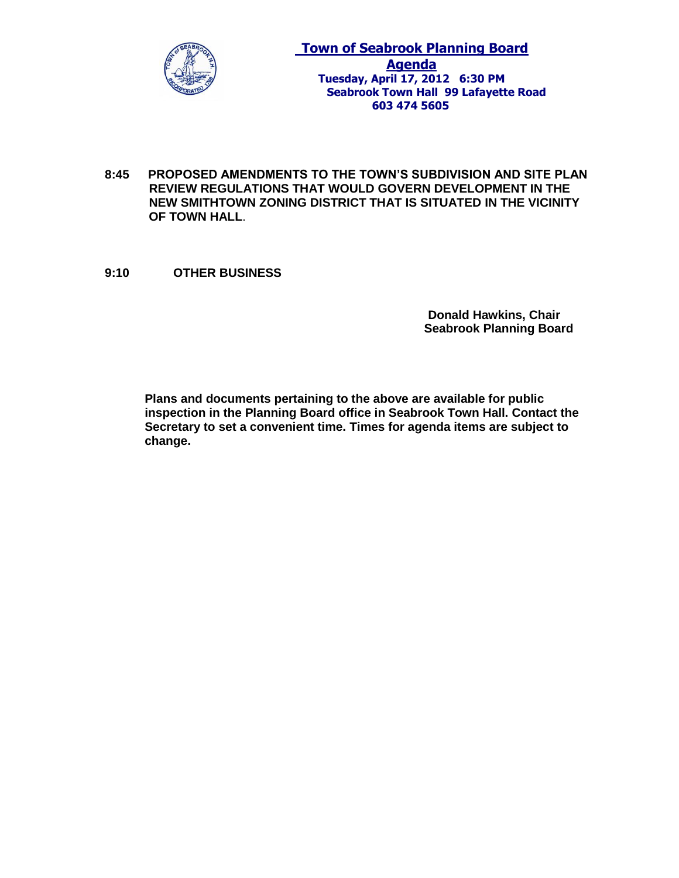# Town of Seabrook Planning Board

## Agenda

**Tuesday, April 17, 2012 6:30 PM**

**Seabrook Town Hall 99 Lafayette Road**

**603 474 5605**

**8:45 PROPOSED AMENDMENTS TO THE TOWN'S SUBDIVISION AND SITE PLAN REVIEW REGULATIONS THAT WOULD GOVERN DEVELOPMENT IN THE NEW SMITHTOWN ZONING DISTRICT THAT IS SITUATED IN THE VICINITY OF TOWN HALL**.

**9:10 OTHER BUSINESS**

**Donald Hawkins, Chair**
**Seabrook Planning Board**

**Plans and documents pertaining to the above are available for public inspection in the Planning Board office in Seabrook Town Hall. Contact the Secretary to set a convenient time. Times for agenda items are subject to change.**